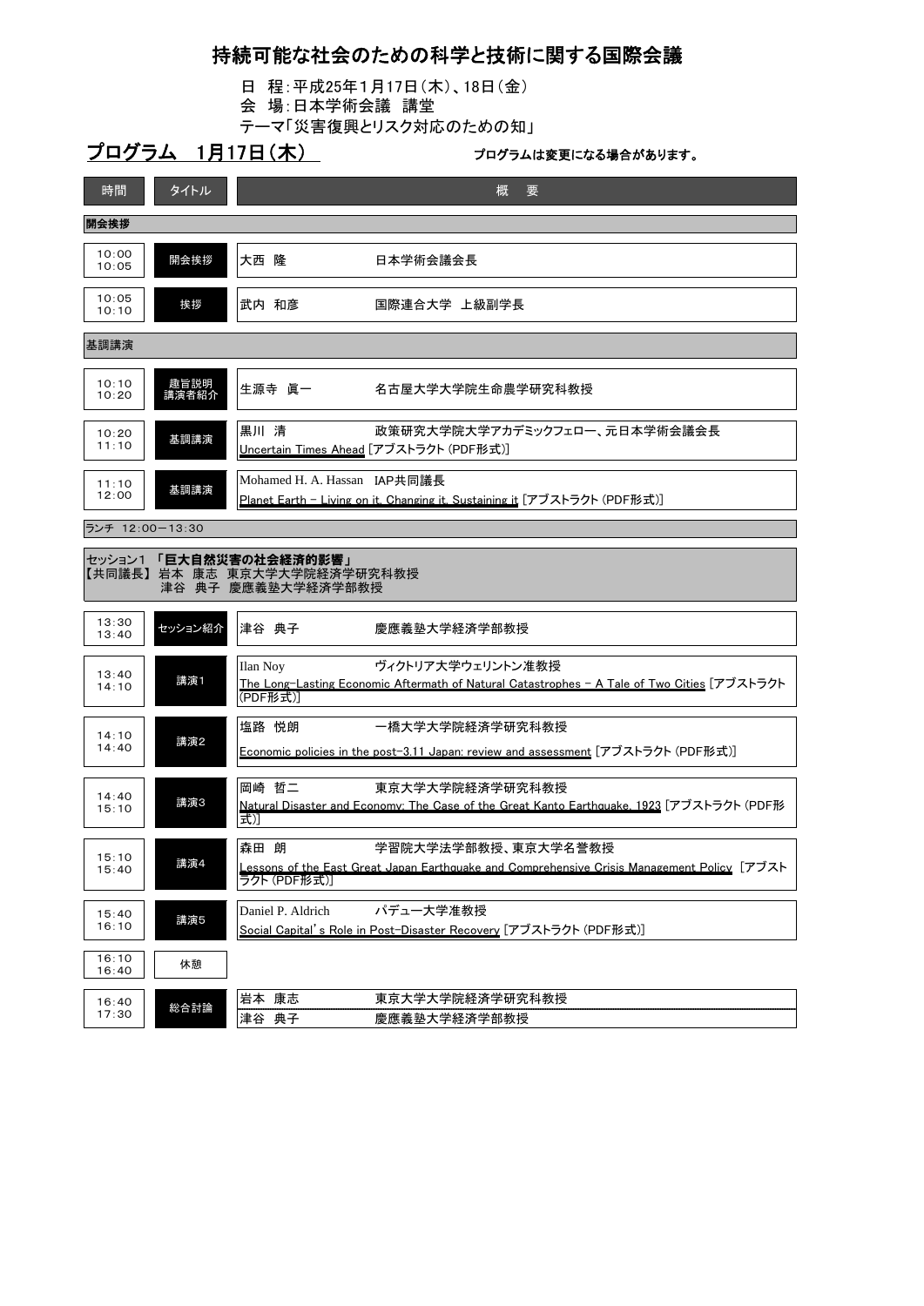# 持続可能な社会のための科学と技術に関する国際会議

日　程：平成25年1月17日（木）、18日（金）
会　場：日本学術会議　講堂
テーマ「災害復興とリスク対応のための知」

## プログラム　1月17日（木）

**プログラムは変更になる場合があります。**

| 時間 | タイトル | 概　要 |
|---|---|---|
| **開会挨拶** | | |
| 10:00<br>10:05 | 開会挨拶 | 大西 隆　　日本学術会議会長 |
| 10:05<br>10:10 | 挨拶 | 武内 和彦　　国際連合大学 上級副学長 |
| **基調講演** | | |
| 10:10<br>10:20 | 趣旨説明<br>講演者紹介 | 生源寺 眞一　　名古屋大学大学院生命農学研究科教授 |
| 10:20<br>11:10 | 基調講演 | 黒川 清　　政策研究大学院大学アカデミックフェロー、元日本学術会議会長<br>Uncertain Times Ahead [アブストラクト (PDF形式)] |
| 11:10<br>12:00 | 基調講演 | Mohamed H. A. Hassan　IAP共同議長<br>Planet Earth – Living on it, Changing it, Sustaining it [アブストラクト (PDF形式)] |
| ランチ 12:00－13:30 | | |
| セッション1 **「巨大自然災害の社会経済的影響」**<br>【共同議長】 岩本 康志　東京大学大学院経済学研究科教授<br>津谷 典子　慶應義塾大学経済学部教授 | | |
| 13:30<br>13:40 | セッション紹介 | 津谷 典子　　慶應義塾大学経済学部教授 |
| 13:40<br>14:10 | 講演1 | Ilan Noy　　ヴィクトリア大学ウェリントン准教授<br>The Long-Lasting Economic Aftermath of Natural Catastrophes – A Tale of Two Cities [アブストラクト (PDF形式)] |
| 14:10<br>14:40 | 講演2 | 塩路 悦朗　　一橋大学大学院経済学研究科教授<br>Economic policies in the post-3.11 Japan: review and assessment [アブストラクト (PDF形式)] |
| 14:40<br>15:10 | 講演3 | 岡崎 哲二　　東京大学大学院経済学研究科教授<br>Natural Disaster and Economy: The Case of the Great Kanto Earthquake, 1923 [アブストラクト (PDF形式)] |
| 15:10<br>15:40 | 講演4 | 森田 朗　　学習院大学法学部教授、東京大学名誉教授<br>Lessons of the East Great Japan Earthquake and Comprehensive Crisis Management Policy [アブストラクト (PDF形式)] |
| 15:40<br>16:10 | 講演5 | Daniel P. Aldrich　　パデュー大学准教授<br>Social Capital's Role in Post-Disaster Recovery [アブストラクト (PDF形式)] |
| 16:10<br>16:40 | 休憩 | |
| 16:40<br>17:30 | 総合討論 | 岩本 康志　　東京大学大学院経済学研究科教授<br>津谷 典子　　慶應義塾大学経済学部教授 |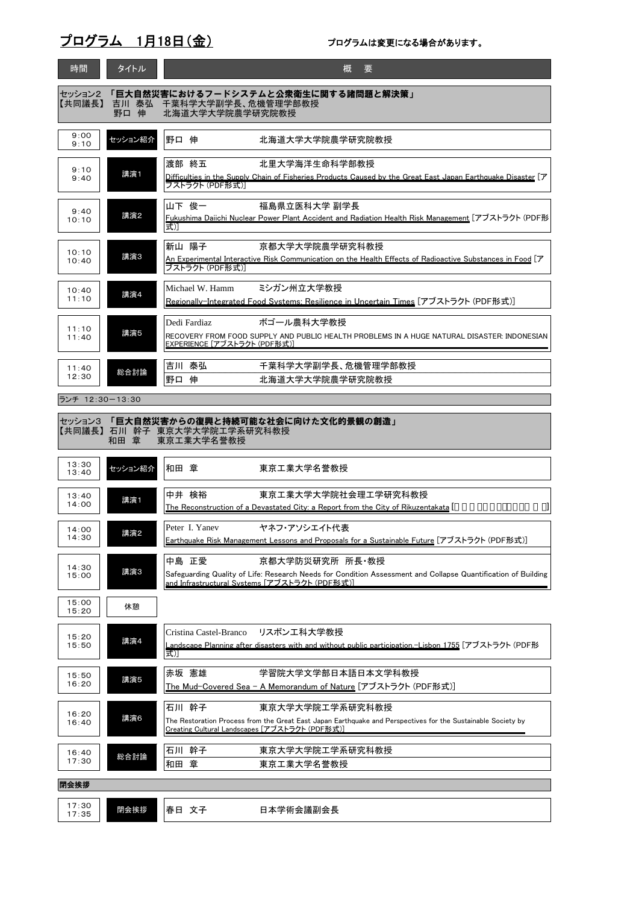## プログラム　1月18日（金）

プログラムは変更になる場合があります。

| 時間 | タイトル | 概　要 |
| --- | --- | --- |

**セッション2　「巨大自然災害におけるフードシステムと公衆衛生に関する諸問題と解決策」**
【共同議長】 吉川 泰弘　千葉科学大学副学長、危機管理学部教授
野口 伸　北海道大学大学院農学研究院教授

| 時間 | タイトル | 概　要 |
| --- | --- | --- |
| 9:00<br>9:10 | セッション紹介 | 野口 伸　北海道大学大学院農学研究院教授 |
| 9:10<br>9:40 | 講演1 | 渡部 終五　北里大学海洋生命科学部教授<br>Difficulties in the Supply Chain of Fisheries Products Caused by the Great East Japan Earthquake Disaster [アブストラクト (PDF形式)] |
| 9:40<br>10:10 | 講演2 | 山下 俊一　福島県立医科大学 副学長<br>Fukushima Daiichi Nuclear Power Plant Accident and Radiation Health Risk Management [アブストラクト (PDF形式)] |
| 10:10<br>10:40 | 講演3 | 新山 陽子　京都大学大学院農学研究科教授<br>An Experimental Interactive Risk Communication on the Health Effects of Radioactive Substances in Food [アブストラクト (PDF形式)] |
| 10:40<br>11:10 | 講演4 | Michael W. Hamm　ミシガン州立大学教授<br>Regionally-Integrated Food Systems: Resilience in Uncertain Times [アブストラクト (PDF形式)] |
| 11:10<br>11:40 | 講演5 | Dedi Fardiaz　ボゴール農科大学教授<br>RECOVERY FROM FOOD SUPPLY AND PUBLIC HEALTH PROBLEMS IN A HUGE NATURAL DISASTER: INDONESIAN EXPERIENCE [アブストラクト (PDF形式)] |
| 11:40<br>12:30 | 総合討論 | 吉川 泰弘　千葉科学大学副学長、危機管理学部教授<br>野口 伸　北海道大学大学院農学研究院教授 |

ランチ 12:30－13:30

**セッション3　「巨大自然災害からの復興と持続可能な社会に向けた文化的景観の創造」**
【共同議長】 石川 幹子　東京大学大学院工学系研究科教授
和田 章　東京工業大学名誉教授

| 時間 | タイトル | 概　要 |
| --- | --- | --- |
| 13:30<br>13:40 | セッション紹介 | 和田 章　東京工業大学名誉教授 |
| 13:40<br>14:00 | 講演1 | 中井 検裕　東京工業大学大学院社会理工学研究科教授<br>The Reconstruction of a Devastated City: a Report from the City of Rikuzentakata [ ] |
| 14:00<br>14:30 | 講演2 | Peter I. Yanev　ヤネフ・アソシエイト代表<br>Earthquake Risk Management Lessons and Proposals for a Sustainable Future [アブストラクト (PDF形式)] |
| 14:30<br>15:00 | 講演3 | 中島 正愛　京都大学防災研究所 所長・教授<br>Safeguarding Quality of Life: Research Needs for Condition Assessment and Collapse Quantification of Building and Infrastructural Systems [アブストラクト (PDF形式)] |
| 15:00<br>15:20 | 休憩 | |
| 15:20<br>15:50 | 講演4 | Cristina Castel-Branco　リスボン工科大学教授<br>Landscape Planning after disasters with and without public participation -Lisbon 1755 [アブストラクト (PDF形式)] |
| 15:50<br>16:20 | 講演5 | 赤坂 憲雄　学習院大学文学部日本語日本文学科教授<br>The Mud-Covered Sea - A Memorandum of Nature [アブストラクト (PDF形式)] |
| 16:20<br>16:40 | 講演6 | 石川 幹子　東京大学大学院工学系研究科教授<br>The Restoration Process from the Great East Japan Earthquake and Perspectives for the Sustainable Society by Creating Cultural Landscapes [アブストラクト (PDF形式)] |
| 16:40<br>17:30 | 総合討論 | 石川 幹子　東京大学大学院工学系研究科教授<br>和田 章　東京工業大学名誉教授 |

**閉会挨拶**

| 時間 | タイトル | 概　要 |
| --- | --- | --- |
| 17:30<br>17:35 | 閉会挨拶 | 春日 文子　日本学術会議副会長 |